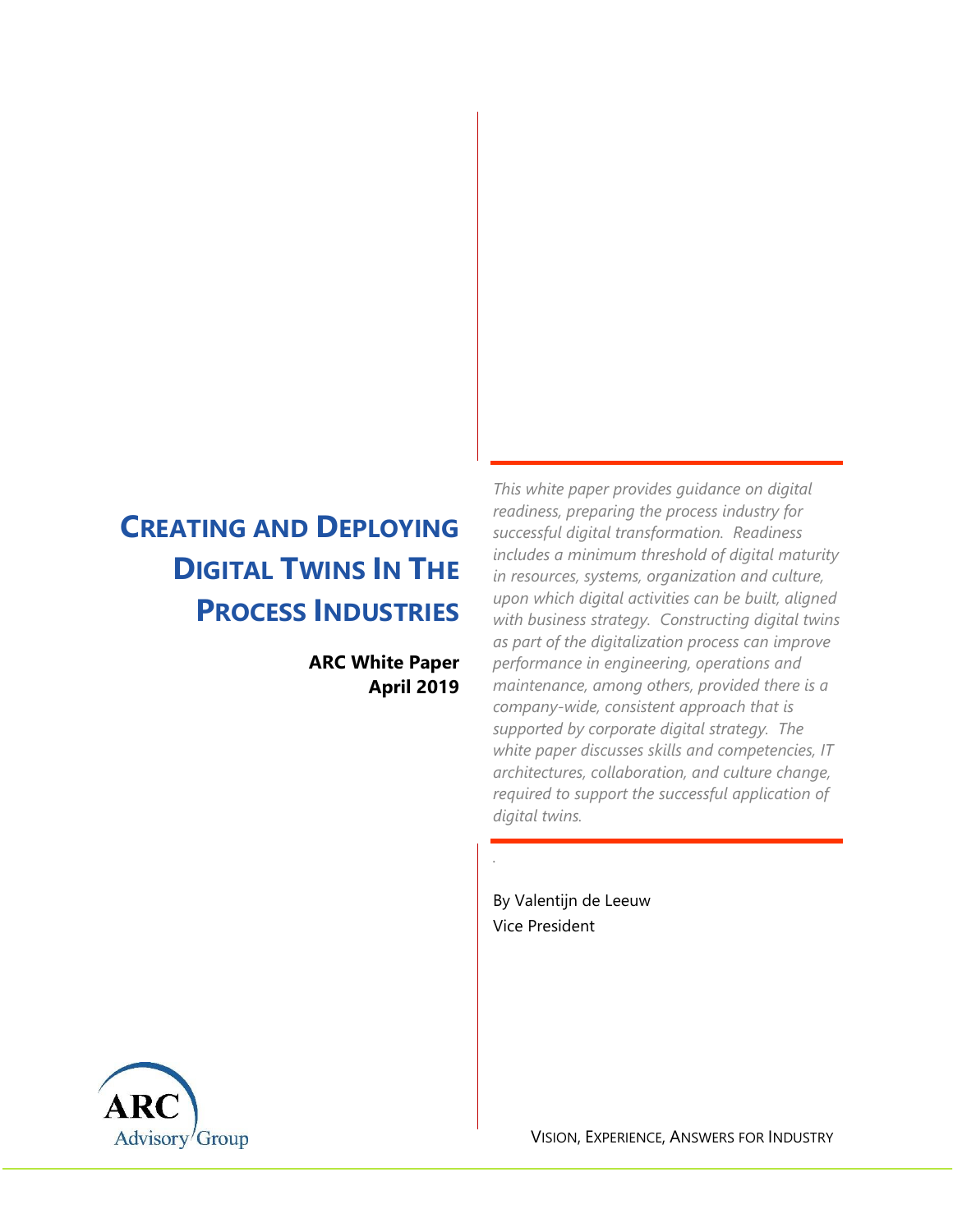# Creating and Deploying Digital Twins In The Process Industries

**ARC White Paper**
**April 2019**

*This white paper provides guidance on digital readiness, preparing the process industry for successful digital transformation. Readiness includes a minimum threshold of digital maturity in resources, systems, organization and culture, upon which digital activities can be built, aligned with business strategy. Constructing digital twins as part of the digitalization process can improve performance in engineering, operations and maintenance, among others, provided there is a company-wide, consistent approach that is supported by corporate digital strategy. The white paper discusses skills and competencies, IT architectures, collaboration, and culture change, required to support the successful application of digital twins.*

By Valentijn de Leeuw
Vice President

ARC Advisory Group

VISION, EXPERIENCE, ANSWERS FOR INDUSTRY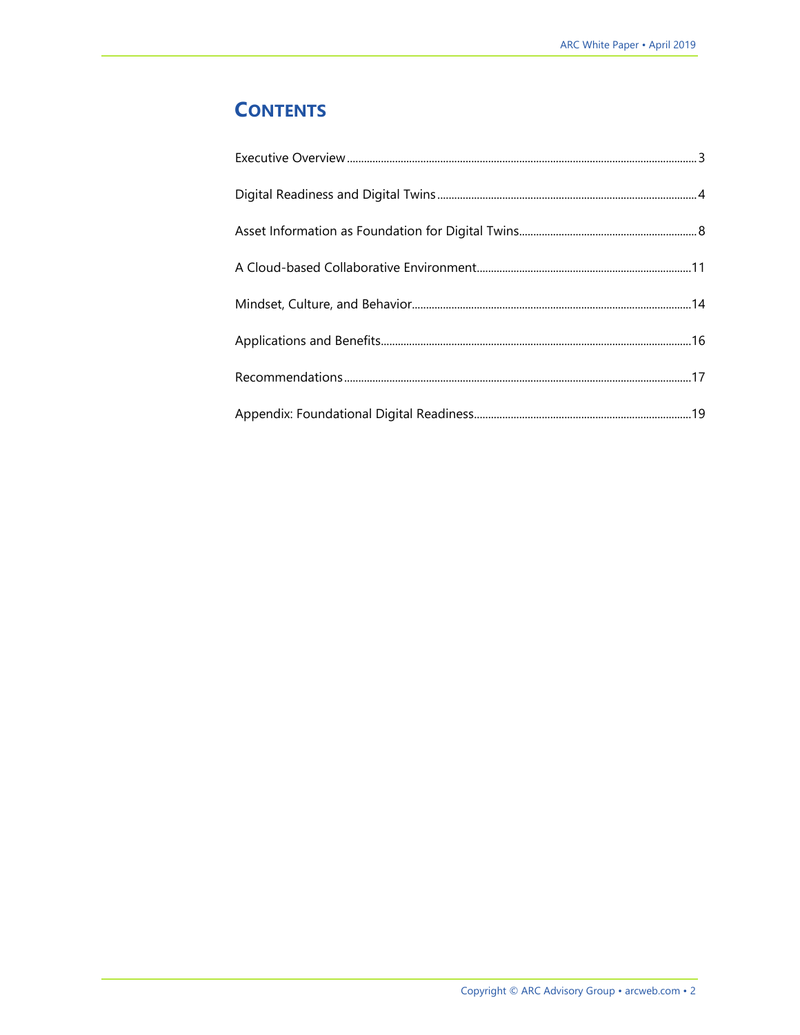# CONTENTS

Executive Overview ........................................................................................................3

Digital Readiness and Digital Twins ....................................................................................4

Asset Information as Foundation for Digital Twins ..............................................................8

A Cloud-based Collaborative Environment .........................................................................11

Mindset, Culture, and Behavior ..........................................................................................14

Applications and Benefits ...................................................................................................16

Recommendations ..............................................................................................................17

Appendix: Foundational Digital Readiness ..........................................................................19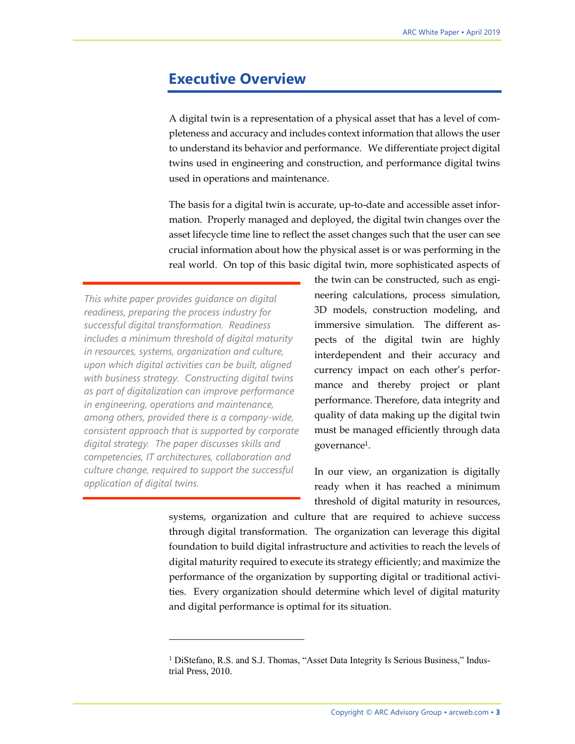# Executive Overview

A digital twin is a representation of a physical asset that has a level of completeness and accuracy and includes context information that allows the user to understand its behavior and performance. We differentiate project digital twins used in engineering and construction, and performance digital twins used in operations and maintenance.

The basis for a digital twin is accurate, up-to-date and accessible asset information. Properly managed and deployed, the digital twin changes over the asset lifecycle time line to reflect the asset changes such that the user can see crucial information about how the physical asset is or was performing in the real world. On top of this basic digital twin, more sophisticated aspects of the twin can be constructed, such as engineering calculations, process simulation, 3D models, construction modeling, and immersive simulation. The different aspects of the digital twin are highly interdependent and their accuracy and currency impact on each other's performance and thereby project or plant performance. Therefore, data integrity and quality of data making up the digital twin must be managed efficiently through data governance[1].

*This white paper provides guidance on digital readiness, preparing the process industry for successful digital transformation. Readiness includes a minimum threshold of digital maturity in resources, systems, organization and culture, upon which digital activities can be built, aligned with business strategy. Constructing digital twins as part of digitalization can improve performance in engineering, operations and maintenance, among others, provided there is a company-wide, consistent approach that is supported by corporate digital strategy. The paper discusses skills and competencies, IT architectures, collaboration and culture change, required to support the successful application of digital twins.*

In our view, an organization is digitally ready when it has reached a minimum threshold of digital maturity in resources, systems, organization and culture that are required to achieve success through digital transformation. The organization can leverage this digital foundation to build digital infrastructure and activities to reach the levels of digital maturity required to execute its strategy efficiently; and maximize the performance of the organization by supporting digital or traditional activities. Every organization should determine which level of digital maturity and digital performance is optimal for its situation.

---

[1] DiStefano, R.S. and S.J. Thomas, "Asset Data Integrity Is Serious Business," Industrial Press, 2010.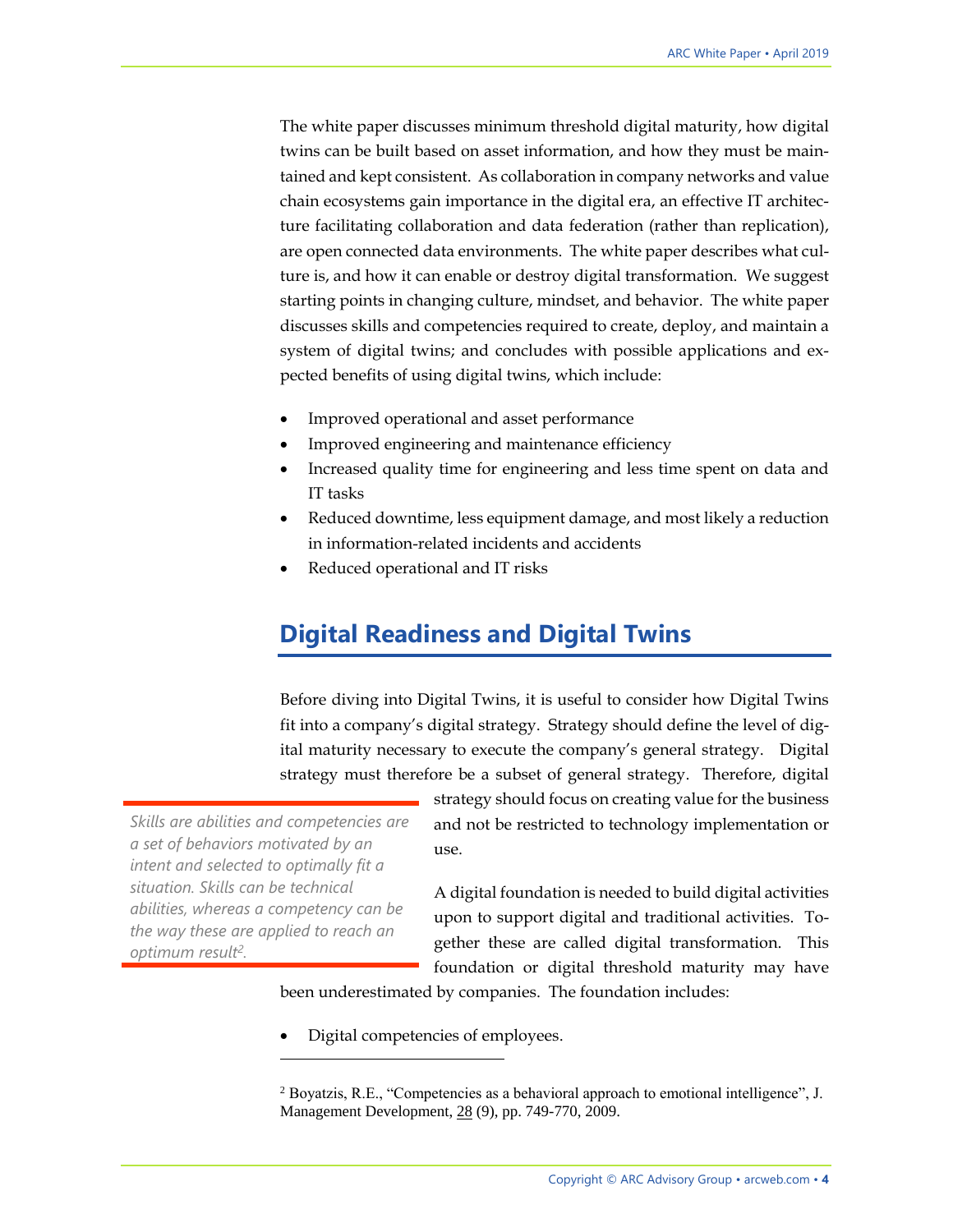The white paper discusses minimum threshold digital maturity, how digital twins can be built based on asset information, and how they must be maintained and kept consistent. As collaboration in company networks and value chain ecosystems gain importance in the digital era, an effective IT architecture facilitating collaboration and data federation (rather than replication), are open connected data environments. The white paper describes what culture is, and how it can enable or destroy digital transformation. We suggest starting points in changing culture, mindset, and behavior. The white paper discusses skills and competencies required to create, deploy, and maintain a system of digital twins; and concludes with possible applications and expected benefits of using digital twins, which include:

- Improved operational and asset performance
- Improved engineering and maintenance efficiency
- Increased quality time for engineering and less time spent on data and IT tasks
- Reduced downtime, less equipment damage, and most likely a reduction in information-related incidents and accidents
- Reduced operational and IT risks

## Digital Readiness and Digital Twins

Before diving into Digital Twins, it is useful to consider how Digital Twins fit into a company's digital strategy. Strategy should define the level of digital maturity necessary to execute the company's general strategy. Digital strategy must therefore be a subset of general strategy. Therefore, digital strategy should focus on creating value for the business and not be restricted to technology implementation or use.

*Skills are abilities and competencies are a set of behaviors motivated by an intent and selected to optimally fit a situation. Skills can be technical abilities, whereas a competency can be the way these are applied to reach an optimum result[2].*

A digital foundation is needed to build digital activities upon to support digital and traditional activities. Together these are called digital transformation. This foundation or digital threshold maturity may have been underestimated by companies. The foundation includes:

- Digital competencies of employees.

---

[2] Boyatzis, R.E., "Competencies as a behavioral approach to emotional intelligence", J. Management Development, 28 (9), pp. 749-770, 2009.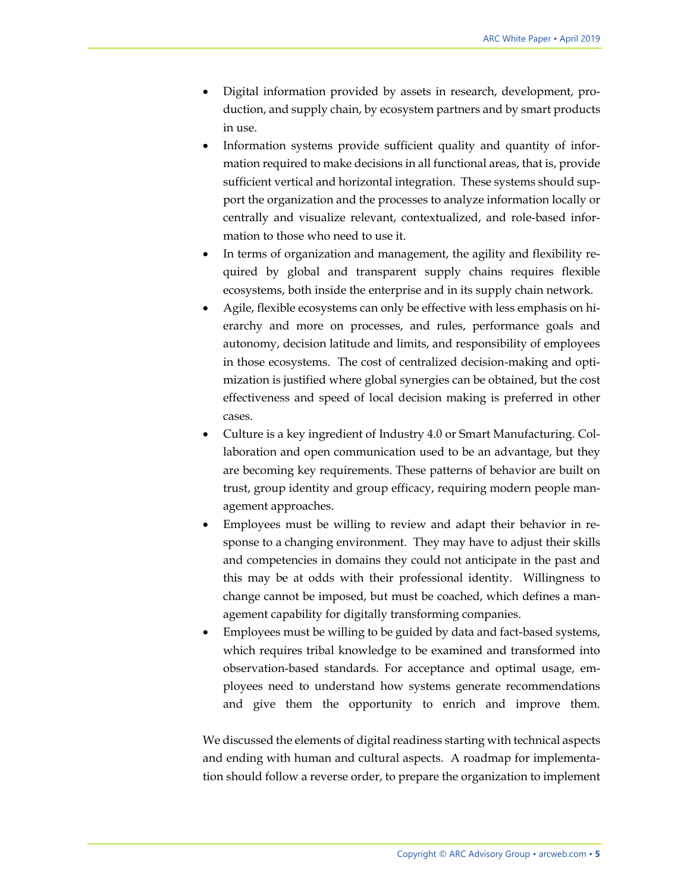- Digital information provided by assets in research, development, production, and supply chain, by ecosystem partners and by smart products in use.
- Information systems provide sufficient quality and quantity of information required to make decisions in all functional areas, that is, provide sufficient vertical and horizontal integration. These systems should support the organization and the processes to analyze information locally or centrally and visualize relevant, contextualized, and role-based information to those who need to use it.
- In terms of organization and management, the agility and flexibility required by global and transparent supply chains requires flexible ecosystems, both inside the enterprise and in its supply chain network.
- Agile, flexible ecosystems can only be effective with less emphasis on hierarchy and more on processes, and rules, performance goals and autonomy, decision latitude and limits, and responsibility of employees in those ecosystems. The cost of centralized decision-making and optimization is justified where global synergies can be obtained, but the cost effectiveness and speed of local decision making is preferred in other cases.
- Culture is a key ingredient of Industry 4.0 or Smart Manufacturing. Collaboration and open communication used to be an advantage, but they are becoming key requirements. These patterns of behavior are built on trust, group identity and group efficacy, requiring modern people management approaches.
- Employees must be willing to review and adapt their behavior in response to a changing environment. They may have to adjust their skills and competencies in domains they could not anticipate in the past and this may be at odds with their professional identity. Willingness to change cannot be imposed, but must be coached, which defines a management capability for digitally transforming companies.
- Employees must be willing to be guided by data and fact-based systems, which requires tribal knowledge to be examined and transformed into observation-based standards. For acceptance and optimal usage, employees need to understand how systems generate recommendations and give them the opportunity to enrich and improve them.

We discussed the elements of digital readiness starting with technical aspects and ending with human and cultural aspects. A roadmap for implementation should follow a reverse order, to prepare the organization to implement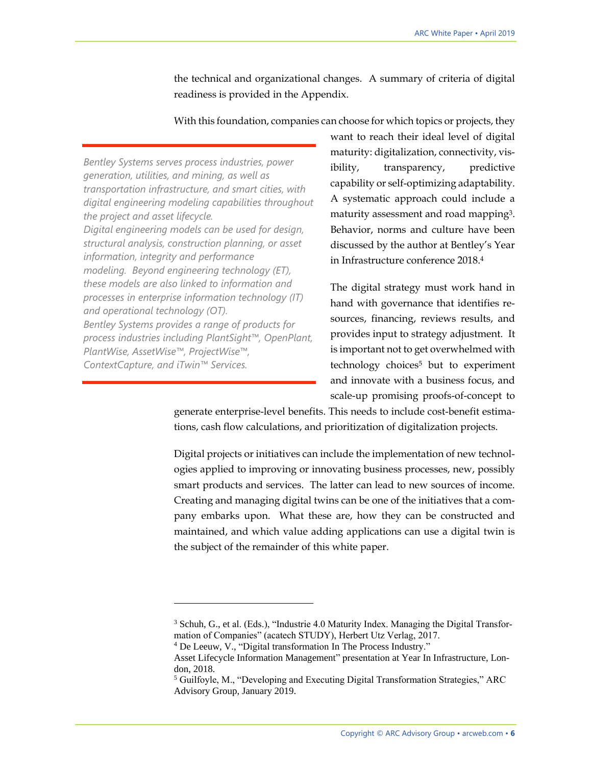the technical and organizational changes. A summary of criteria of digital readiness is provided in the Appendix.

With this foundation, companies can choose for which topics or projects, they want to reach their ideal level of digital maturity: digitalization, connectivity, visibility, transparency, predictive capability or self-optimizing adaptability. A systematic approach could include a maturity assessment and road mapping[3]. Behavior, norms and culture have been discussed by the author at Bentley's Year in Infrastructure conference 2018.[4]

> *Bentley Systems serves process industries, power generation, utilities, and mining, as well as transportation infrastructure, and smart cities, with digital engineering modeling capabilities throughout the project and asset lifecycle.*
>
> *Digital engineering models can be used for design, structural analysis, construction planning, or asset information, integrity and performance modeling. Beyond engineering technology (ET), these models are also linked to information and processes in enterprise information technology (IT) and operational technology (OT).*
>
> *Bentley Systems provides a range of products for process industries including PlantSight™, OpenPlant, PlantWise, AssetWise™, ProjectWise™, ContextCapture, and iTwin™ Services.*

The digital strategy must work hand in hand with governance that identifies resources, financing, reviews results, and provides input to strategy adjustment. It is important not to get overwhelmed with technology choices[5] but to experiment and innovate with a business focus, and scale-up promising proofs-of-concept to generate enterprise-level benefits. This needs to include cost-benefit estimations, cash flow calculations, and prioritization of digitalization projects.

Digital projects or initiatives can include the implementation of new technologies applied to improving or innovating business processes, new, possibly smart products and services. The latter can lead to new sources of income. Creating and managing digital twins can be one of the initiatives that a company embarks upon. What these are, how they can be constructed and maintained, and which value adding applications can use a digital twin is the subject of the remainder of this white paper.

---

[3] Schuh, G., et al. (Eds.), "Industrie 4.0 Maturity Index. Managing the Digital Transformation of Companies" (acatech STUDY), Herbert Utz Verlag, 2017.

[4] De Leeuw, V., "Digital transformation In The Process Industry." Asset Lifecycle Information Management" presentation at Year In Infrastructure, London, 2018.

[5] Guilfoyle, M., "Developing and Executing Digital Transformation Strategies," ARC Advisory Group, January 2019.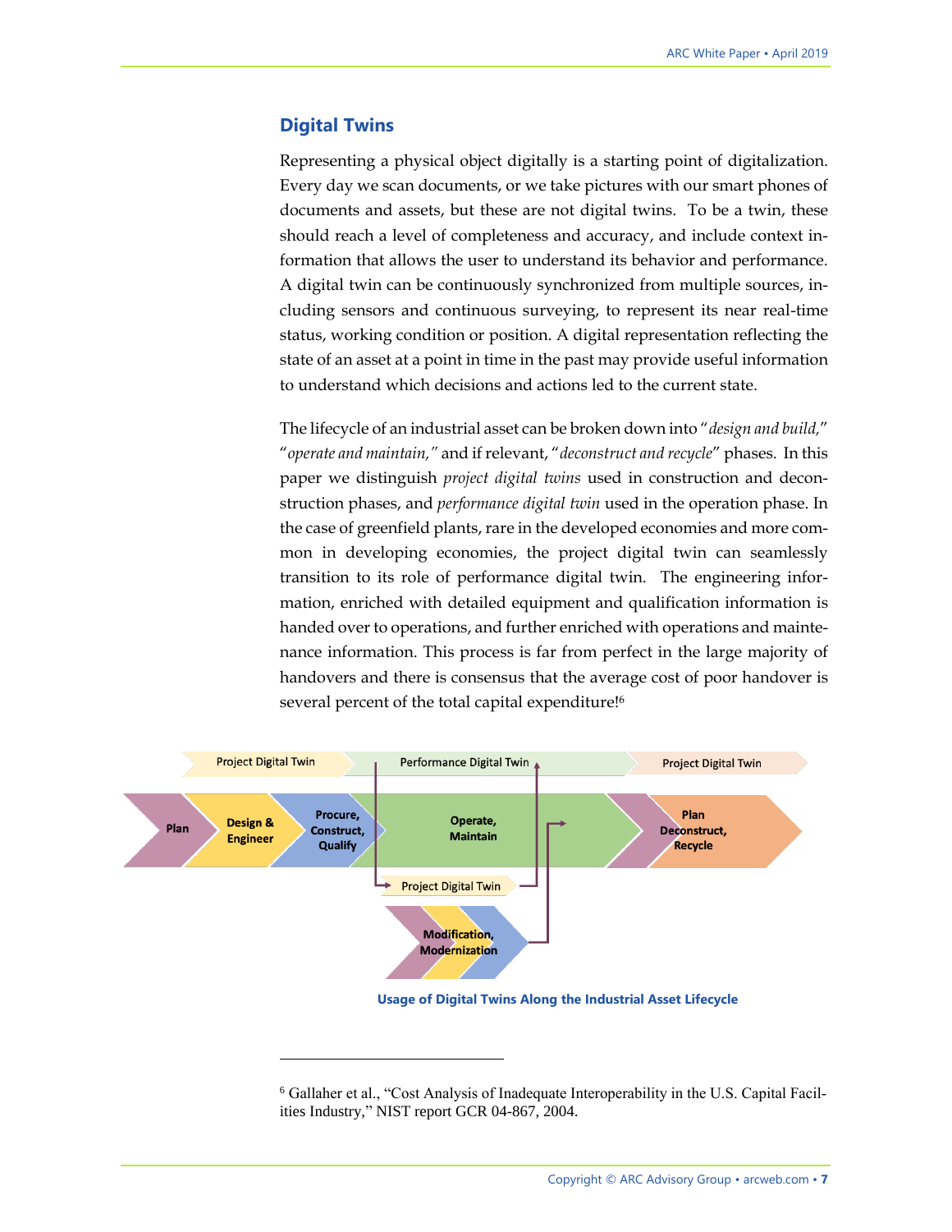## Digital Twins

Representing a physical object digitally is a starting point of digitalization. Every day we scan documents, or we take pictures with our smart phones of documents and assets, but these are not digital twins. To be a twin, these should reach a level of completeness and accuracy, and include context information that allows the user to understand its behavior and performance. A digital twin can be continuously synchronized from multiple sources, including sensors and continuous surveying, to represent its near real-time status, working condition or position. A digital representation reflecting the state of an asset at a point in time in the past may provide useful information to understand which decisions and actions led to the current state.

The lifecycle of an industrial asset can be broken down into "*design and build,*" "*operate and maintain,"* and if relevant, "*deconstruct and recycle*" phases. In this paper we distinguish *project digital twins* used in construction and deconstruction phases, and *performance digital twin* used in the operation phase. In the case of greenfield plants, rare in the developed economies and more common in developing economies, the project digital twin can seamlessly transition to its role of performance digital twin. The engineering information, enriched with detailed equipment and qualification information is handed over to operations, and further enriched with operations and maintenance information. This process is far from perfect in the large majority of handovers and there is consensus that the average cost of poor handover is several percent of the total capital expenditure![6]

Project Digital Twin | Performance Digital Twin | Project Digital Twin

Plan | Design & Engineer | Procure, Construct, Qualify | Operate, Maintain | Plan Deconstruct, Recycle

Project Digital Twin

Modification, Modernization

**Usage of Digital Twins Along the Industrial Asset Lifecycle**

---

[6] Gallaher et al., "Cost Analysis of Inadequate Interoperability in the U.S. Capital Facilities Industry," NIST report GCR 04-867, 2004.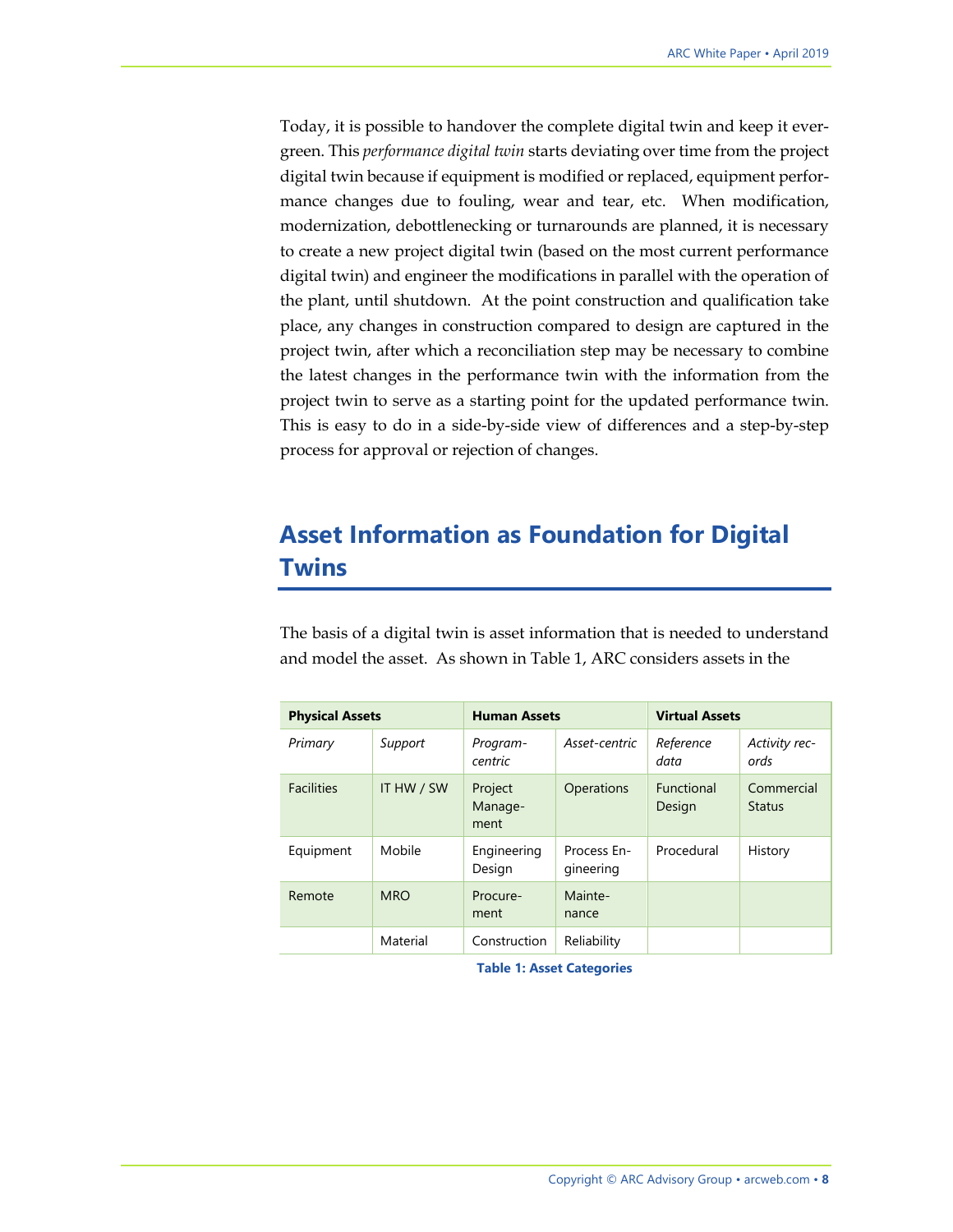Today, it is possible to handover the complete digital twin and keep it evergreen. This *performance digital twin* starts deviating over time from the project digital twin because if equipment is modified or replaced, equipment performance changes due to fouling, wear and tear, etc. When modification, modernization, debottlenecking or turnarounds are planned, it is necessary to create a new project digital twin (based on the most current performance digital twin) and engineer the modifications in parallel with the operation of the plant, until shutdown. At the point construction and qualification take place, any changes in construction compared to design are captured in the project twin, after which a reconciliation step may be necessary to combine the latest changes in the performance twin with the information from the project twin to serve as a starting point for the updated performance twin. This is easy to do in a side-by-side view of differences and a step-by-step process for approval or rejection of changes.

## Asset Information as Foundation for Digital Twins

The basis of a digital twin is asset information that is needed to understand and model the asset. As shown in Table 1, ARC considers assets in the

| **Physical Assets** | | **Human Assets** | | **Virtual Assets** | |
|---|---|---|---|---|---|
| *Primary* | *Support* | *Program-centric* | *Asset-centric* | *Reference data* | *Activity records* |
| Facilities | IT HW / SW | Project Management | Operations | Functional Design | Commercial Status |
| Equipment | Mobile | Engineering Design | Process Engineering | Procedural | History |
| Remote | MRO | Procurement | Maintenance | | |
| | Material | Construction | Reliability | | |

**Table 1: Asset Categories**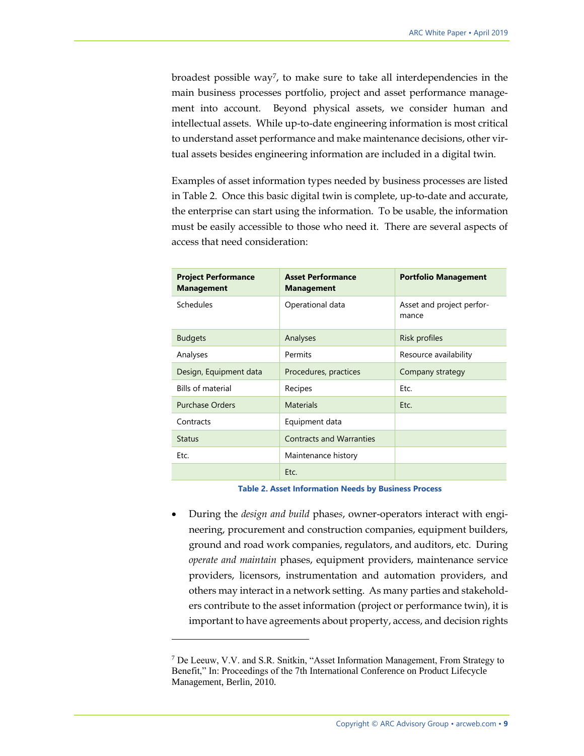broadest possible way[7], to make sure to take all interdependencies in the main business processes portfolio, project and asset performance management into account. Beyond physical assets, we consider human and intellectual assets. While up-to-date engineering information is most critical to understand asset performance and make maintenance decisions, other virtual assets besides engineering information are included in a digital twin.

Examples of asset information types needed by business processes are listed in Table 2. Once this basic digital twin is complete, up-to-date and accurate, the enterprise can start using the information. To be usable, the information must be easily accessible to those who need it. There are several aspects of access that need consideration:

| Project Performance Management | Asset Performance Management | Portfolio Management |
|---|---|---|
| Schedules | Operational data | Asset and project performance |
| Budgets | Analyses | Risk profiles |
| Analyses | Permits | Resource availability |
| Design, Equipment data | Procedures, practices | Company strategy |
| Bills of material | Recipes | Etc. |
| Purchase Orders | Materials | Etc. |
| Contracts | Equipment data | |
| Status | Contracts and Warranties | |
| Etc. | Maintenance history | |
| | Etc. | |

**Table 2. Asset Information Needs by Business Process**

- During the *design and build* phases, owner-operators interact with engineering, procurement and construction companies, equipment builders, ground and road work companies, regulators, and auditors, etc. During *operate and maintain* phases, equipment providers, maintenance service providers, licensors, instrumentation and automation providers, and others may interact in a network setting. As many parties and stakeholders contribute to the asset information (project or performance twin), it is important to have agreements about property, access, and decision rights

[7] De Leeuw, V.V. and S.R. Snitkin, "Asset Information Management, From Strategy to Benefit," In: Proceedings of the 7th International Conference on Product Lifecycle Management, Berlin, 2010.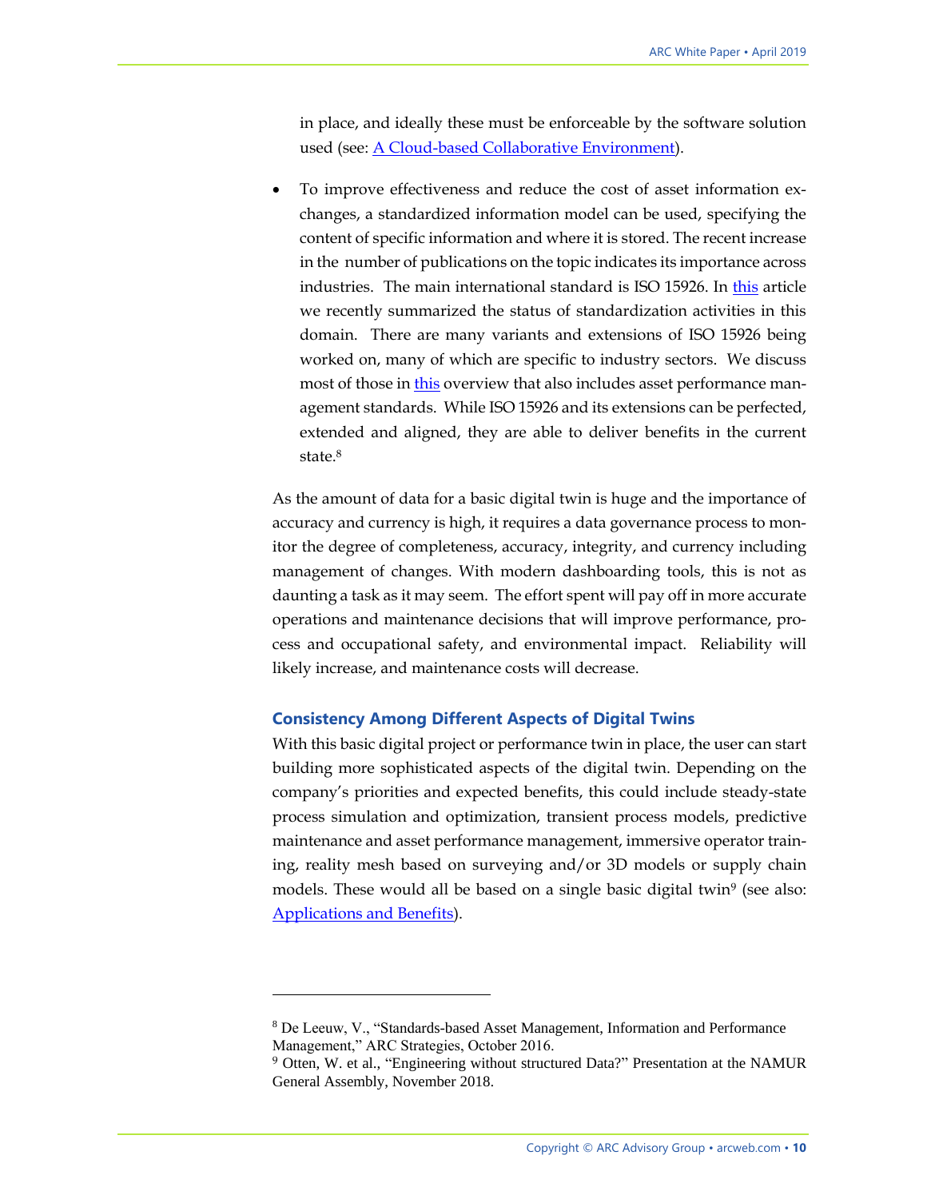in place, and ideally these must be enforceable by the software solution used (see: A Cloud-based Collaborative Environment).

- To improve effectiveness and reduce the cost of asset information exchanges, a standardized information model can be used, specifying the content of specific information and where it is stored. The recent increase in the number of publications on the topic indicates its importance across industries. The main international standard is ISO 15926. In this article we recently summarized the status of standardization activities in this domain. There are many variants and extensions of ISO 15926 being worked on, many of which are specific to industry sectors. We discuss most of those in this overview that also includes asset performance management standards. While ISO 15926 and its extensions can be perfected, extended and aligned, they are able to deliver benefits in the current state.[8]

As the amount of data for a basic digital twin is huge and the importance of accuracy and currency is high, it requires a data governance process to monitor the degree of completeness, accuracy, integrity, and currency including management of changes. With modern dashboarding tools, this is not as daunting a task as it may seem. The effort spent will pay off in more accurate operations and maintenance decisions that will improve performance, process and occupational safety, and environmental impact. Reliability will likely increase, and maintenance costs will decrease.

### Consistency Among Different Aspects of Digital Twins

With this basic digital project or performance twin in place, the user can start building more sophisticated aspects of the digital twin. Depending on the company's priorities and expected benefits, this could include steady-state process simulation and optimization, transient process models, predictive maintenance and asset performance management, immersive operator training, reality mesh based on surveying and/or 3D models or supply chain models. These would all be based on a single basic digital twin[9] (see also: Applications and Benefits).

---

[8] De Leeuw, V., "Standards-based Asset Management, Information and Performance Management," ARC Strategies, October 2016.

[9] Otten, W. et al., "Engineering without structured Data?" Presentation at the NAMUR General Assembly, November 2018.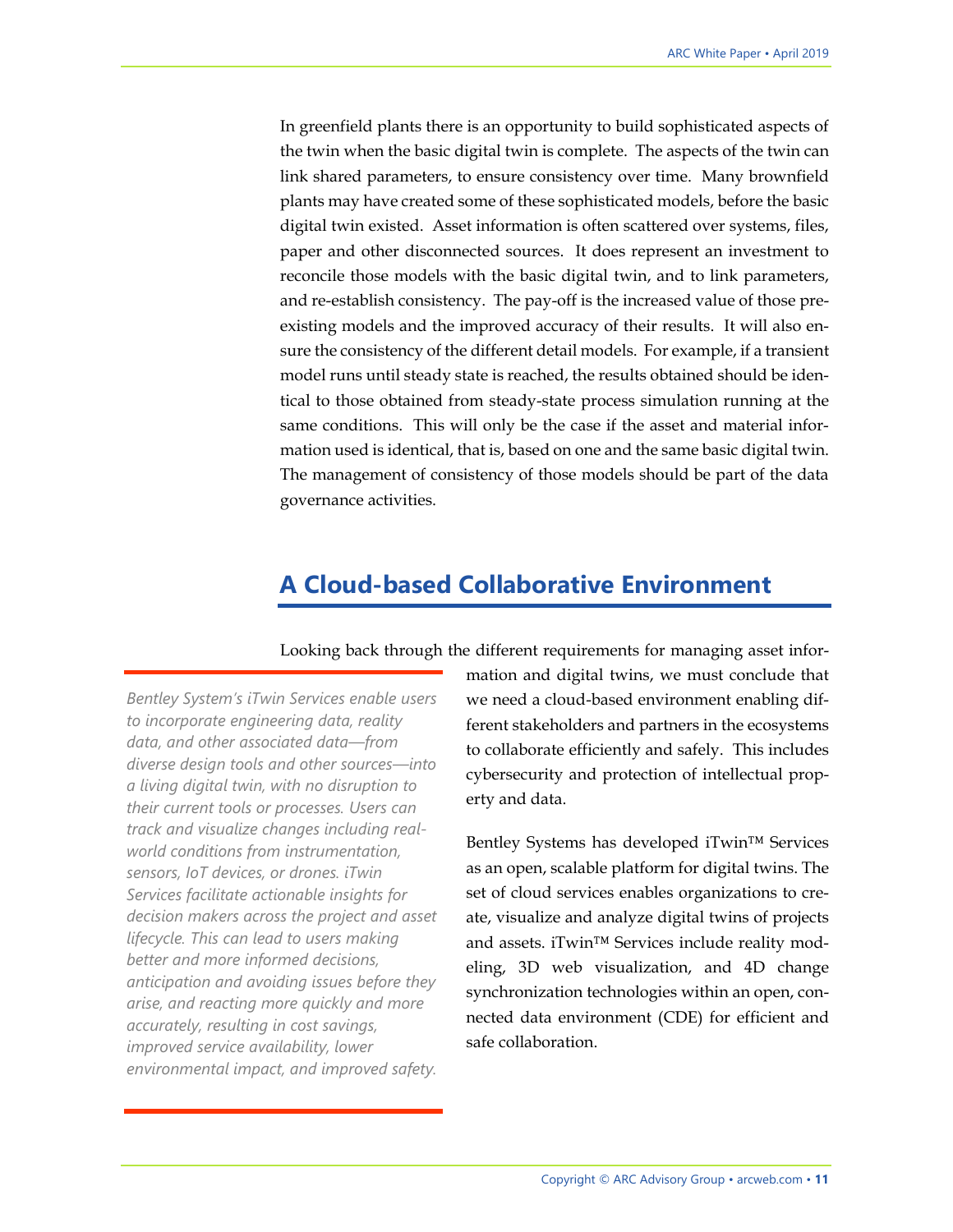In greenfield plants there is an opportunity to build sophisticated aspects of the twin when the basic digital twin is complete. The aspects of the twin can link shared parameters, to ensure consistency over time. Many brownfield plants may have created some of these sophisticated models, before the basic digital twin existed. Asset information is often scattered over systems, files, paper and other disconnected sources. It does represent an investment to reconcile those models with the basic digital twin, and to link parameters, and re-establish consistency. The pay-off is the increased value of those pre-existing models and the improved accuracy of their results. It will also ensure the consistency of the different detail models. For example, if a transient model runs until steady state is reached, the results obtained should be identical to those obtained from steady-state process simulation running at the same conditions. This will only be the case if the asset and material information used is identical, that is, based on one and the same basic digital twin. The management of consistency of those models should be part of the data governance activities.

## A Cloud-based Collaborative Environment

Looking back through the different requirements for managing asset information and digital twins, we must conclude that we need a cloud-based environment enabling different stakeholders and partners in the ecosystems to collaborate efficiently and safely. This includes cybersecurity and protection of intellectual property and data.

*Bentley System's iTwin Services enable users to incorporate engineering data, reality data, and other associated data—from diverse design tools and other sources—into a living digital twin, with no disruption to their current tools or processes. Users can track and visualize changes including real-world conditions from instrumentation, sensors, IoT devices, or drones. iTwin Services facilitate actionable insights for decision makers across the project and asset lifecycle. This can lead to users making better and more informed decisions, anticipation and avoiding issues before they arise, and reacting more quickly and more accurately, resulting in cost savings, improved service availability, lower environmental impact, and improved safety.*

Bentley Systems has developed iTwin™ Services as an open, scalable platform for digital twins. The set of cloud services enables organizations to create, visualize and analyze digital twins of projects and assets. iTwin™ Services include reality modeling, 3D web visualization, and 4D change synchronization technologies within an open, connected data environment (CDE) for efficient and safe collaboration.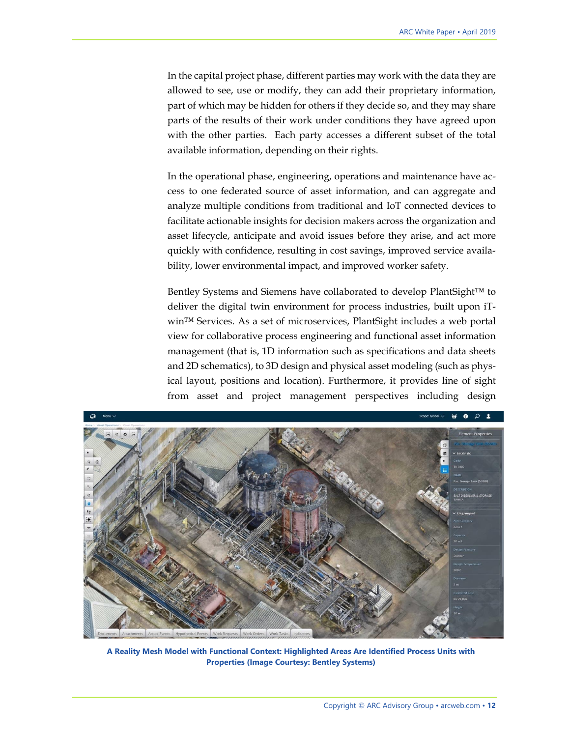In the capital project phase, different parties may work with the data they are allowed to see, use or modify, they can add their proprietary information, part of which may be hidden for others if they decide so, and they may share parts of the results of their work under conditions they have agreed upon with the other parties. Each party accesses a different subset of the total available information, depending on their rights.

In the operational phase, engineering, operations and maintenance have access to one federated source of asset information, and can aggregate and analyze multiple conditions from traditional and IoT connected devices to facilitate actionable insights for decision makers across the organization and asset lifecycle, anticipate and avoid issues before they arise, and act more quickly with confidence, resulting in cost savings, improved service availability, lower environmental impact, and improved worker safety.

Bentley Systems and Siemens have collaborated to develop PlantSight™ to deliver the digital twin environment for process industries, built upon iTwin™ Services. As a set of microservices, PlantSight includes a web portal view for collaborative process engineering and functional asset information management (that is, 1D information such as specifications and data sheets and 2D schematics), to 3D design and physical asset modeling (such as physical layout, positions and location). Furthermore, it provides line of sight from asset and project management perspectives including design

**A Reality Mesh Model with Functional Context: Highlighted Areas Are Identified Process Units with Properties (Image Courtesy: Bentley Systems)**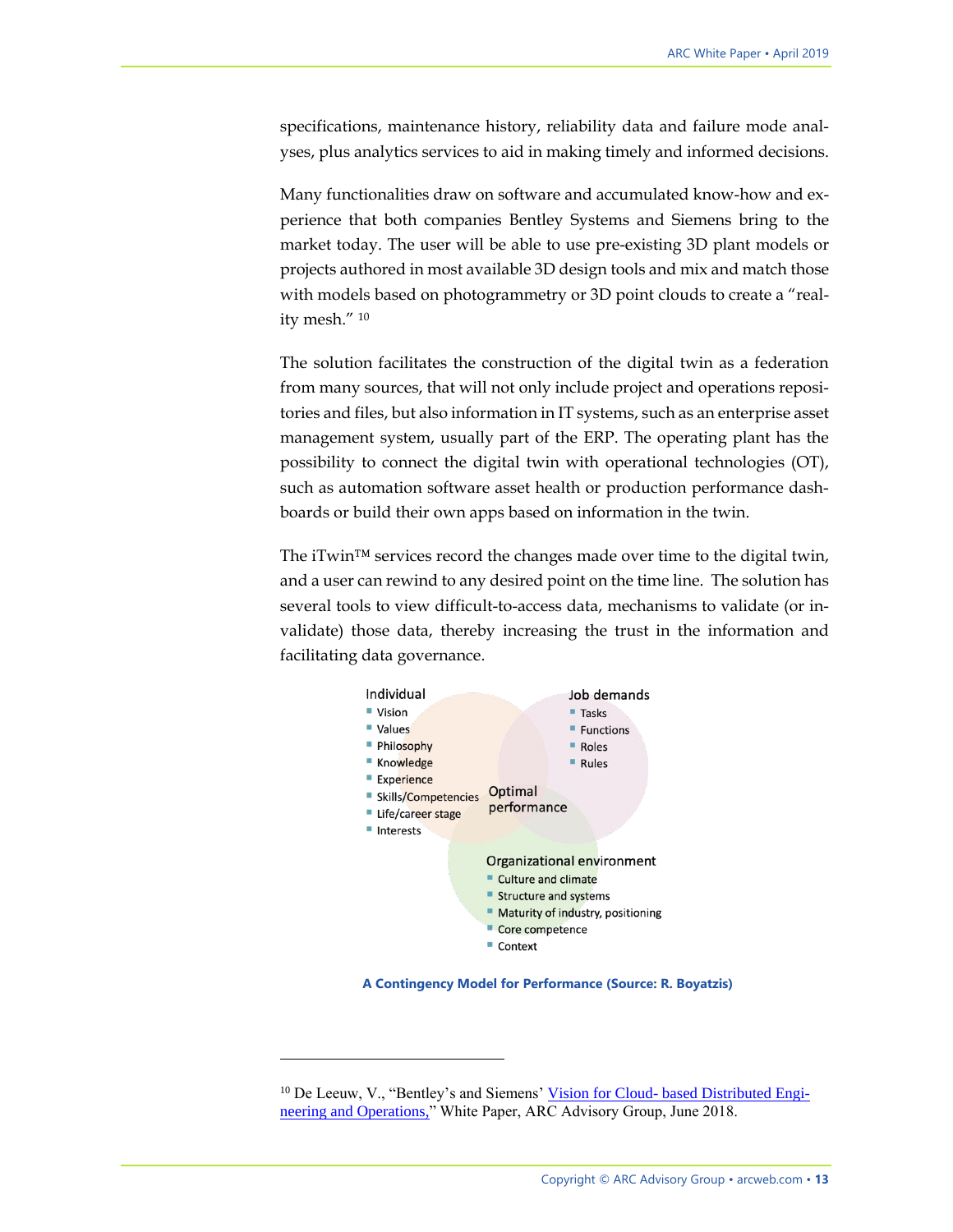specifications, maintenance history, reliability data and failure mode analyses, plus analytics services to aid in making timely and informed decisions.

Many functionalities draw on software and accumulated know-how and experience that both companies Bentley Systems and Siemens bring to the market today. The user will be able to use pre-existing 3D plant models or projects authored in most available 3D design tools and mix and match those with models based on photogrammetry or 3D point clouds to create a "reality mesh." [10]

The solution facilitates the construction of the digital twin as a federation from many sources, that will not only include project and operations repositories and files, but also information in IT systems, such as an enterprise asset management system, usually part of the ERP. The operating plant has the possibility to connect the digital twin with operational technologies (OT), such as automation software asset health or production performance dashboards or build their own apps based on information in the twin.

The iTwin™ services record the changes made over time to the digital twin, and a user can rewind to any desired point on the time line. The solution has several tools to view difficult-to-access data, mechanisms to validate (or invalidate) those data, thereby increasing the trust in the information and facilitating data governance.

**Individual**
- Vision
- Values
- Philosophy
- Knowledge
- Experience
- Skills/Competencies
- Life/career stage
- Interests

**Job demands**
- Tasks
- Functions
- Roles
- Rules

**Optimal performance**

**Organizational environment**
- Culture and climate
- Structure and systems
- Maturity of industry, positioning
- Core competence
- Context

**A Contingency Model for Performance (Source: R. Boyatzis)**

---

[10] De Leeuw, V., "Bentley's and Siemens' Vision for Cloud- based Distributed Engineering and Operations," White Paper, ARC Advisory Group, June 2018.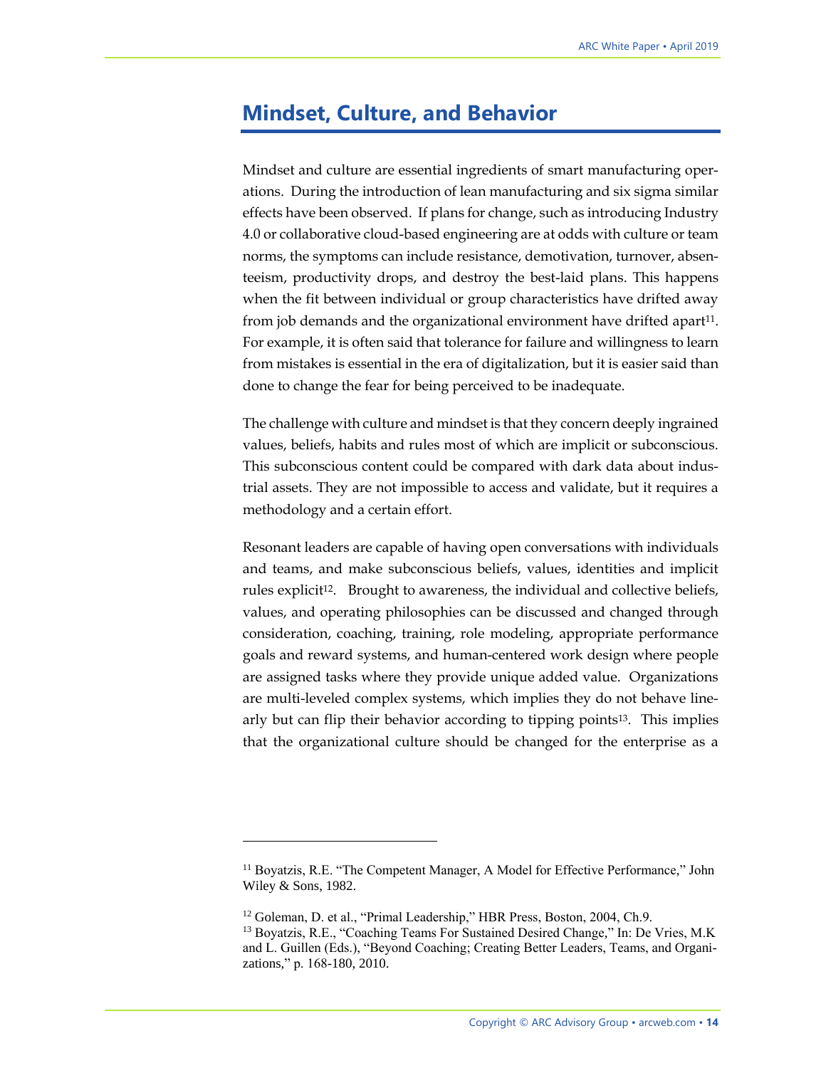## Mindset, Culture, and Behavior

Mindset and culture are essential ingredients of smart manufacturing operations. During the introduction of lean manufacturing and six sigma similar effects have been observed. If plans for change, such as introducing Industry 4.0 or collaborative cloud-based engineering are at odds with culture or team norms, the symptoms can include resistance, demotivation, turnover, absenteeism, productivity drops, and destroy the best-laid plans. This happens when the fit between individual or group characteristics have drifted away from job demands and the organizational environment have drifted apart[11]. For example, it is often said that tolerance for failure and willingness to learn from mistakes is essential in the era of digitalization, but it is easier said than done to change the fear for being perceived to be inadequate.

The challenge with culture and mindset is that they concern deeply ingrained values, beliefs, habits and rules most of which are implicit or subconscious. This subconscious content could be compared with dark data about industrial assets. They are not impossible to access and validate, but it requires a methodology and a certain effort.

Resonant leaders are capable of having open conversations with individuals and teams, and make subconscious beliefs, values, identities and implicit rules explicit[12]. Brought to awareness, the individual and collective beliefs, values, and operating philosophies can be discussed and changed through consideration, coaching, training, role modeling, appropriate performance goals and reward systems, and human-centered work design where people are assigned tasks where they provide unique added value. Organizations are multi-leveled complex systems, which implies they do not behave linearly but can flip their behavior according to tipping points[13]. This implies that the organizational culture should be changed for the enterprise as a

---

[11] Boyatzis, R.E. "The Competent Manager, A Model for Effective Performance," John Wiley & Sons, 1982.

[12] Goleman, D. et al., "Primal Leadership," HBR Press, Boston, 2004, Ch.9.

[13] Boyatzis, R.E., "Coaching Teams For Sustained Desired Change," In: De Vries, M.K and L. Guillen (Eds.), "Beyond Coaching; Creating Better Leaders, Teams, and Organizations," p. 168-180, 2010.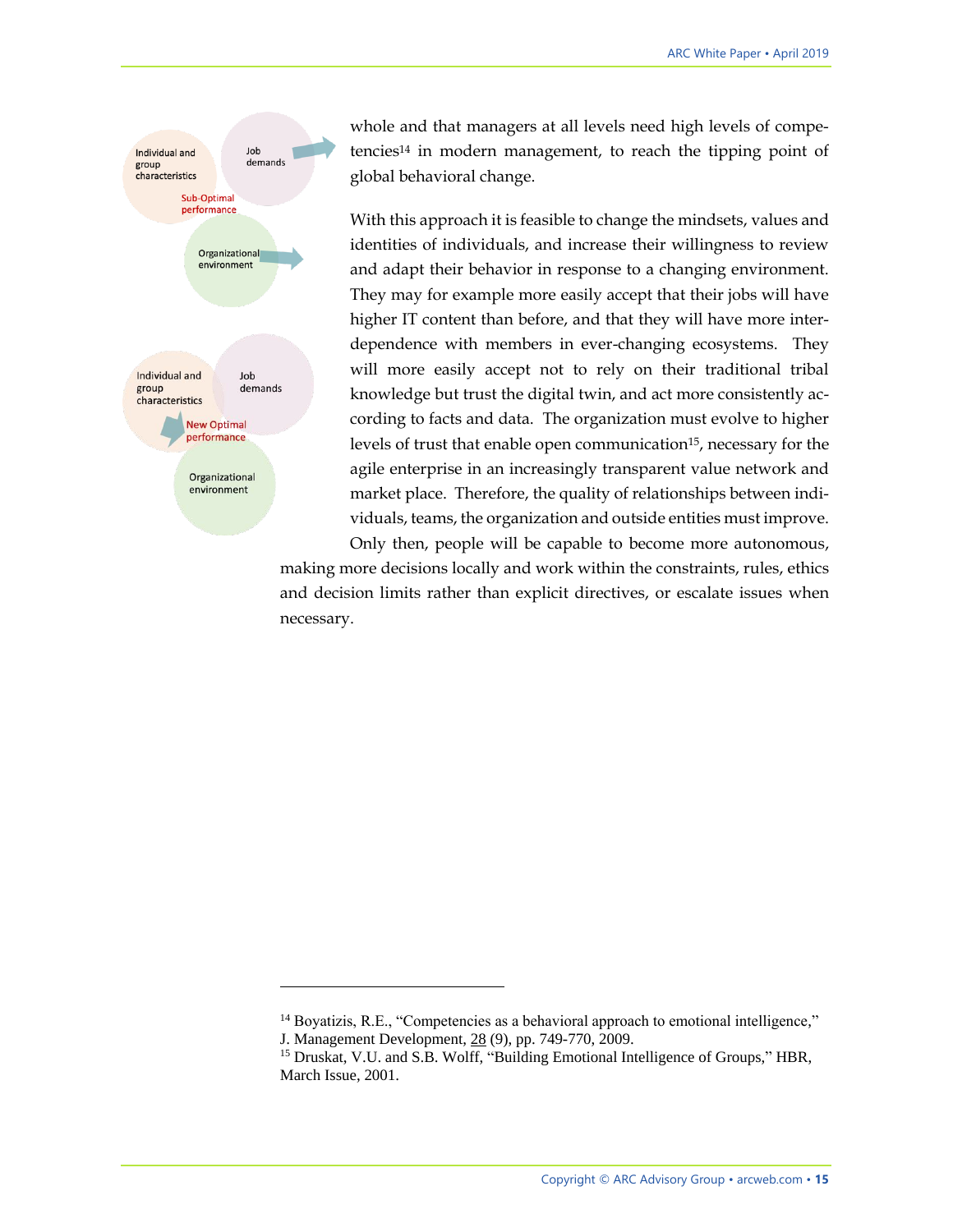Individual and group characteristics

Job demands

Sub-Optimal performance

Organizational environment

Individual and group characteristics

Job demands

New Optimal performance

Organizational environment

whole and that managers at all levels need high levels of competencies[14] in modern management, to reach the tipping point of global behavioral change.

With this approach it is feasible to change the mindsets, values and identities of individuals, and increase their willingness to review and adapt their behavior in response to a changing environment. They may for example more easily accept that their jobs will have higher IT content than before, and that they will have more interdependence with members in ever-changing ecosystems. They will more easily accept not to rely on their traditional tribal knowledge but trust the digital twin, and act more consistently according to facts and data. The organization must evolve to higher levels of trust that enable open communication[15], necessary for the agile enterprise in an increasingly transparent value network and market place. Therefore, the quality of relationships between individuals, teams, the organization and outside entities must improve. Only then, people will be capable to become more autonomous, making more decisions locally and work within the constraints, rules, ethics and decision limits rather than explicit directives, or escalate issues when necessary.

---

[14] Boyatizis, R.E., "Competencies as a behavioral approach to emotional intelligence," J. Management Development, 28 (9), pp. 749-770, 2009.

[15] Druskat, V.U. and S.B. Wolff, "Building Emotional Intelligence of Groups," HBR, March Issue, 2001.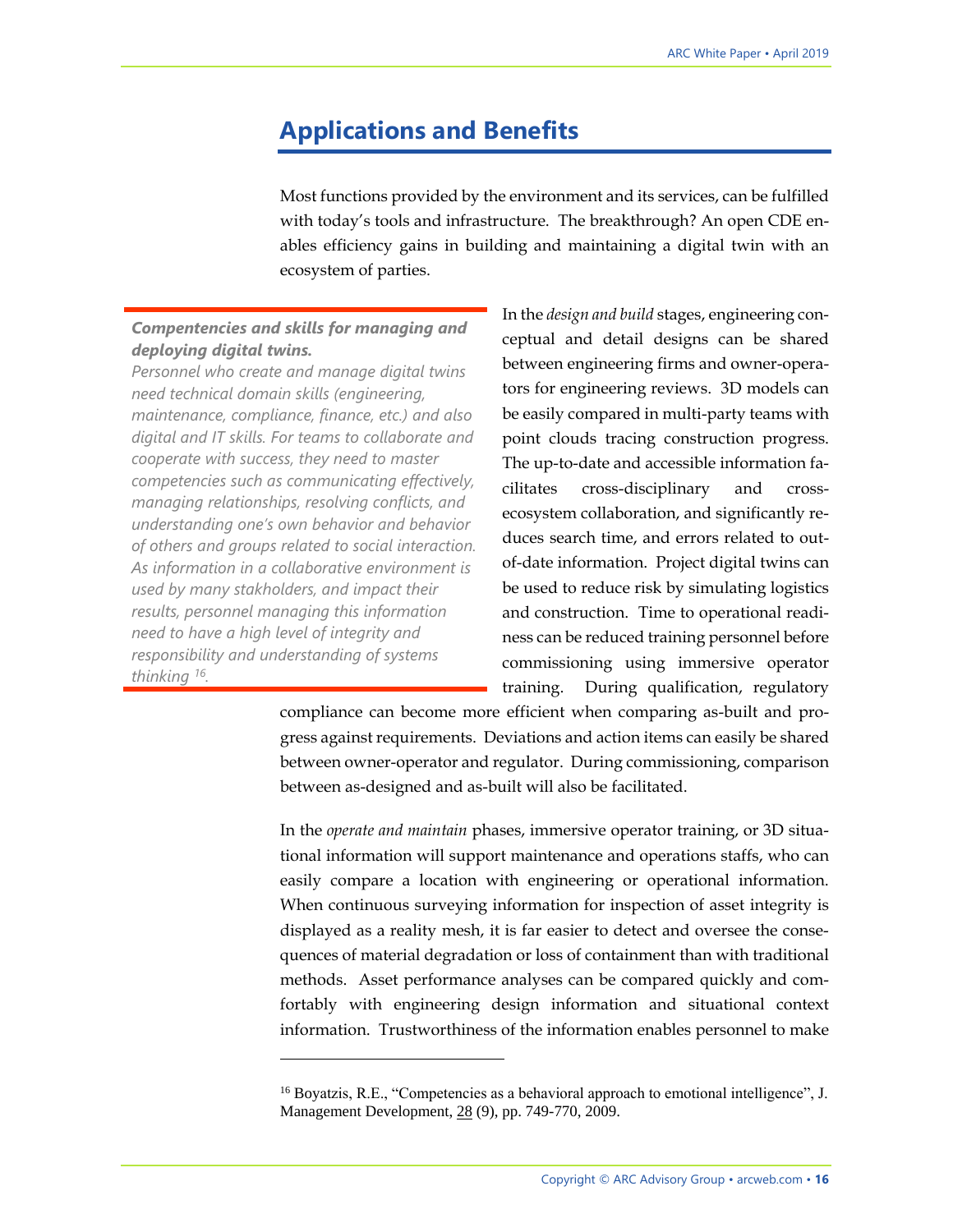## Applications and Benefits

Most functions provided by the environment and its services, can be fulfilled with today's tools and infrastructure. The breakthrough? An open CDE enables efficiency gains in building and maintaining a digital twin with an ecosystem of parties.

> ***Competencies and skills for managing and deploying digital twins.***
> *Personnel who create and manage digital twins need technical domain skills (engineering, maintenance, compliance, finance, etc.) and also digital and IT skills. For teams to collaborate and cooperate with success, they need to master competencies such as communicating effectively, managing relationships, resolving conflicts, and understanding one's own behavior and behavior of others and groups related to social interaction. As information in a collaborative environment is used by many stakholders, and impact their results, personnel managing this information need to have a high level of integrity and responsibility and understanding of systems thinking [16].*

In the *design and build* stages, engineering conceptual and detail designs can be shared between engineering firms and owner-operators for engineering reviews. 3D models can be easily compared in multi-party teams with point clouds tracing construction progress. The up-to-date and accessible information facilitates cross-disciplinary and cross-ecosystem collaboration, and significantly reduces search time, and errors related to out-of-date information. Project digital twins can be used to reduce risk by simulating logistics and construction. Time to operational readiness can be reduced training personnel before commissioning using immersive operator training. During qualification, regulatory compliance can become more efficient when comparing as-built and progress against requirements. Deviations and action items can easily be shared between owner-operator and regulator. During commissioning, comparison between as-designed and as-built will also be facilitated.

In the *operate and maintain* phases, immersive operator training, or 3D situational information will support maintenance and operations staffs, who can easily compare a location with engineering or operational information. When continuous surveying information for inspection of asset integrity is displayed as a reality mesh, it is far easier to detect and oversee the consequences of material degradation or loss of containment than with traditional methods. Asset performance analyses can be compared quickly and comfortably with engineering design information and situational context information. Trustworthiness of the information enables personnel to make

---

[16] Boyatzis, R.E., "Competencies as a behavioral approach to emotional intelligence", J. Management Development, 28 (9), pp. 749-770, 2009.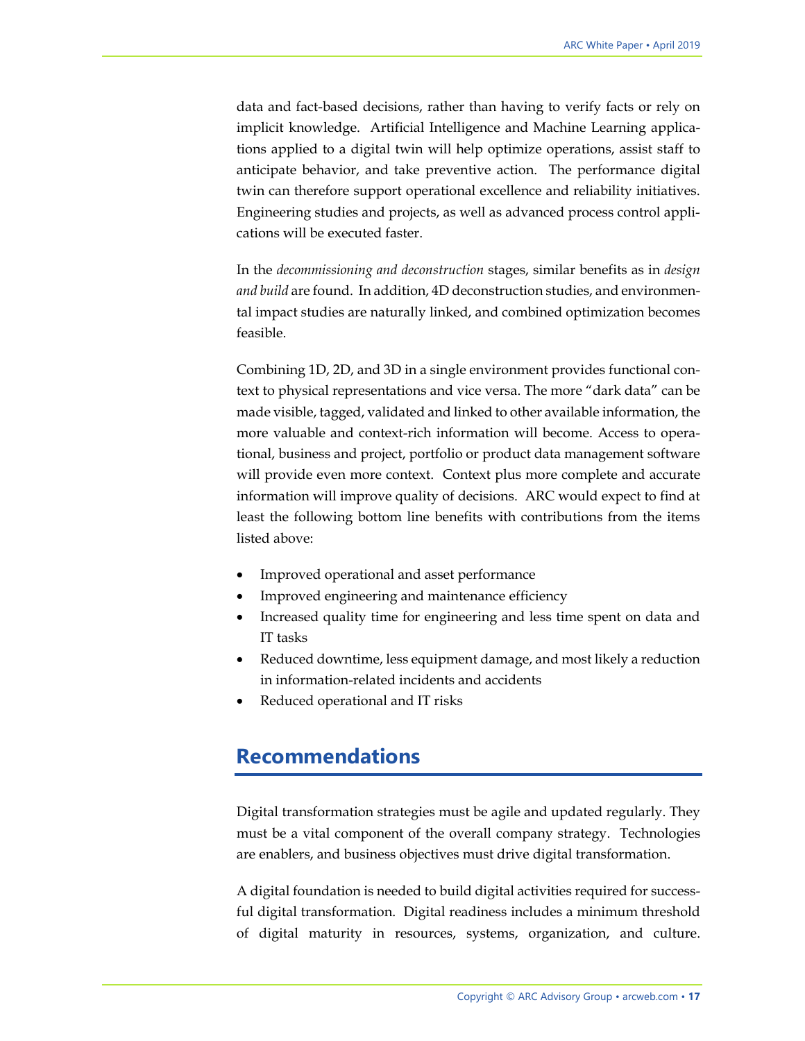data and fact-based decisions, rather than having to verify facts or rely on implicit knowledge. Artificial Intelligence and Machine Learning applications applied to a digital twin will help optimize operations, assist staff to anticipate behavior, and take preventive action. The performance digital twin can therefore support operational excellence and reliability initiatives. Engineering studies and projects, as well as advanced process control applications will be executed faster.

In the *decommissioning and deconstruction* stages, similar benefits as in *design and build* are found. In addition, 4D deconstruction studies, and environmental impact studies are naturally linked, and combined optimization becomes feasible.

Combining 1D, 2D, and 3D in a single environment provides functional context to physical representations and vice versa. The more "dark data" can be made visible, tagged, validated and linked to other available information, the more valuable and context-rich information will become. Access to operational, business and project, portfolio or product data management software will provide even more context. Context plus more complete and accurate information will improve quality of decisions. ARC would expect to find at least the following bottom line benefits with contributions from the items listed above:

- Improved operational and asset performance
- Improved engineering and maintenance efficiency
- Increased quality time for engineering and less time spent on data and IT tasks
- Reduced downtime, less equipment damage, and most likely a reduction in information-related incidents and accidents
- Reduced operational and IT risks

## Recommendations

Digital transformation strategies must be agile and updated regularly. They must be a vital component of the overall company strategy. Technologies are enablers, and business objectives must drive digital transformation.

A digital foundation is needed to build digital activities required for successful digital transformation. Digital readiness includes a minimum threshold of digital maturity in resources, systems, organization, and culture.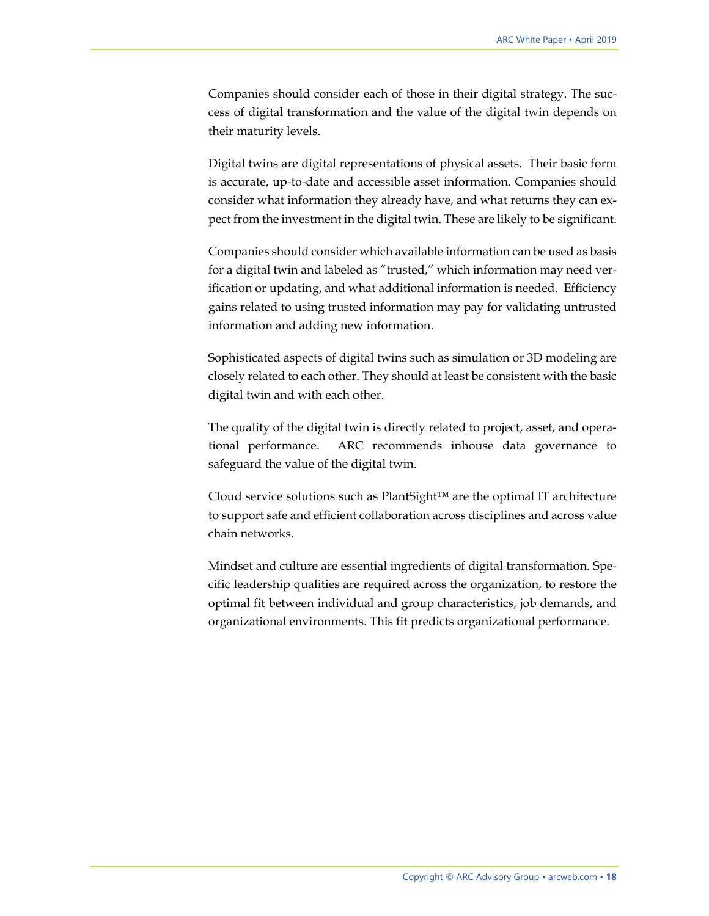Companies should consider each of those in their digital strategy. The success of digital transformation and the value of the digital twin depends on their maturity levels.

Digital twins are digital representations of physical assets. Their basic form is accurate, up-to-date and accessible asset information. Companies should consider what information they already have, and what returns they can expect from the investment in the digital twin. These are likely to be significant.

Companies should consider which available information can be used as basis for a digital twin and labeled as "trusted," which information may need verification or updating, and what additional information is needed. Efficiency gains related to using trusted information may pay for validating untrusted information and adding new information.

Sophisticated aspects of digital twins such as simulation or 3D modeling are closely related to each other. They should at least be consistent with the basic digital twin and with each other.

The quality of the digital twin is directly related to project, asset, and operational performance. ARC recommends inhouse data governance to safeguard the value of the digital twin.

Cloud service solutions such as PlantSight™ are the optimal IT architecture to support safe and efficient collaboration across disciplines and across value chain networks.

Mindset and culture are essential ingredients of digital transformation. Specific leadership qualities are required across the organization, to restore the optimal fit between individual and group characteristics, job demands, and organizational environments. This fit predicts organizational performance.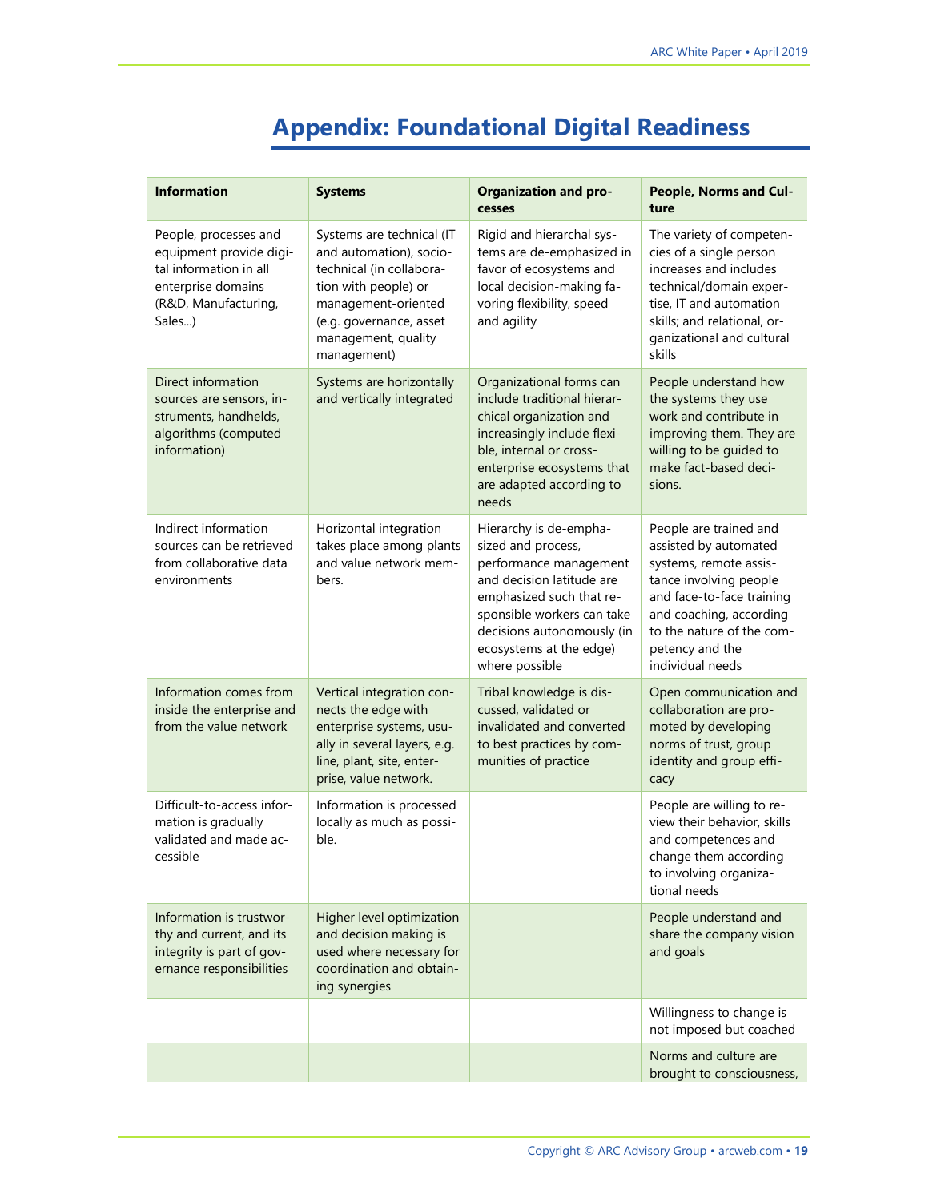# Appendix: Foundational Digital Readiness

| Information | Systems | Organization and processes | People, Norms and Culture |
|---|---|---|---|
| People, processes and equipment provide digital information in all enterprise domains (R&D, Manufacturing, Sales...) | Systems are technical (IT and automation), socio-technical (in collaboration with people) or management-oriented (e.g. governance, asset management, quality management) | Rigid and hierarchal systems are de-emphasized in favor of ecosystems and local decision-making favoring flexibility, speed and agility | The variety of competencies of a single person increases and includes technical/domain expertise, IT and automation skills; and relational, organizational and cultural skills |
| Direct information sources are sensors, instruments, handhelds, algorithms (computed information) | Systems are horizontally and vertically integrated | Organizational forms can include traditional hierarchical organization and increasingly include flexible, internal or cross-enterprise ecosystems that are adapted according to needs | People understand how the systems they use work and contribute in improving them. They are willing to be guided to make fact-based decisions. |
| Indirect information sources can be retrieved from collaborative data environments | Horizontal integration takes place among plants and value network members. | Hierarchy is de-emphasized and process, performance management and decision latitude are emphasized such that responsible workers can take decisions autonomously (in ecosystems at the edge) where possible | People are trained and assisted by automated systems, remote assistance involving people and face-to-face training and coaching, according to the nature of the competency and the individual needs |
| Information comes from inside the enterprise and from the value network | Vertical integration connects the edge with enterprise systems, usually in several layers, e.g. line, plant, site, enterprise, value network. | Tribal knowledge is discussed, validated or invalidated and converted to best practices by communities of practice | Open communication and collaboration are promoted by developing norms of trust, group identity and group efficacy |
| Difficult-to-access information is gradually validated and made accessible | Information is processed locally as much as possible. | | People are willing to review their behavior, skills and competences and change them according to involving organizational needs |
| Information is trustworthy and current, and its integrity is part of governance responsibilities | Higher level optimization and decision making is used where necessary for coordination and obtaining synergies | | People understand and share the company vision and goals |
| | | | Willingness to change is not imposed but coached |
| | | | Norms and culture are brought to consciousness, |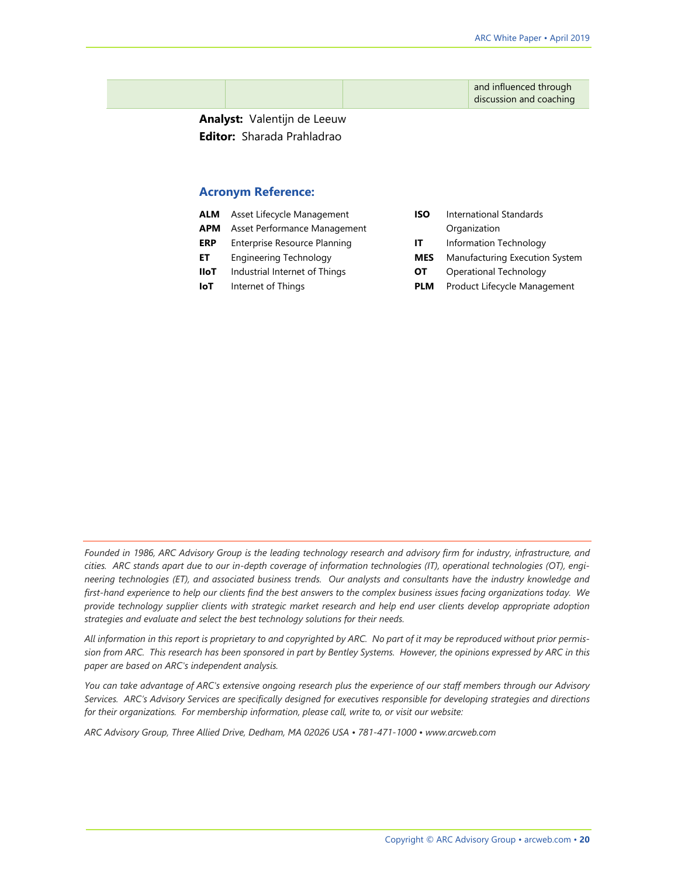| | | | and influenced through discussion and coaching |
|---|---|---|---|

**Analyst:** Valentijn de Leeuw

**Editor:** Sharada Prahladrao

## Acronym Reference:

**ALM** Asset Lifecycle Management

**APM** Asset Performance Management

**ERP** Enterprise Resource Planning

**ET** Engineering Technology

**IIoT** Industrial Internet of Things

**IoT** Internet of Things

**ISO** International Standards Organization

**IT** Information Technology

**MES** Manufacturing Execution System

**OT** Operational Technology

**PLM** Product Lifecycle Management

*Founded in 1986, ARC Advisory Group is the leading technology research and advisory firm for industry, infrastructure, and cities. ARC stands apart due to our in-depth coverage of information technologies (IT), operational technologies (OT), engineering technologies (ET), and associated business trends. Our analysts and consultants have the industry knowledge and first-hand experience to help our clients find the best answers to the complex business issues facing organizations today. We provide technology supplier clients with strategic market research and help end user clients develop appropriate adoption strategies and evaluate and select the best technology solutions for their needs.*

*All information in this report is proprietary to and copyrighted by ARC. No part of it may be reproduced without prior permission from ARC. This research has been sponsored in part by Bentley Systems. However, the opinions expressed by ARC in this paper are based on ARC's independent analysis.*

*You can take advantage of ARC's extensive ongoing research plus the experience of our staff members through our Advisory Services. ARC's Advisory Services are specifically designed for executives responsible for developing strategies and directions for their organizations. For membership information, please call, write to, or visit our website:*

*ARC Advisory Group, Three Allied Drive, Dedham, MA 02026 USA • 781-471-1000 • www.arcweb.com*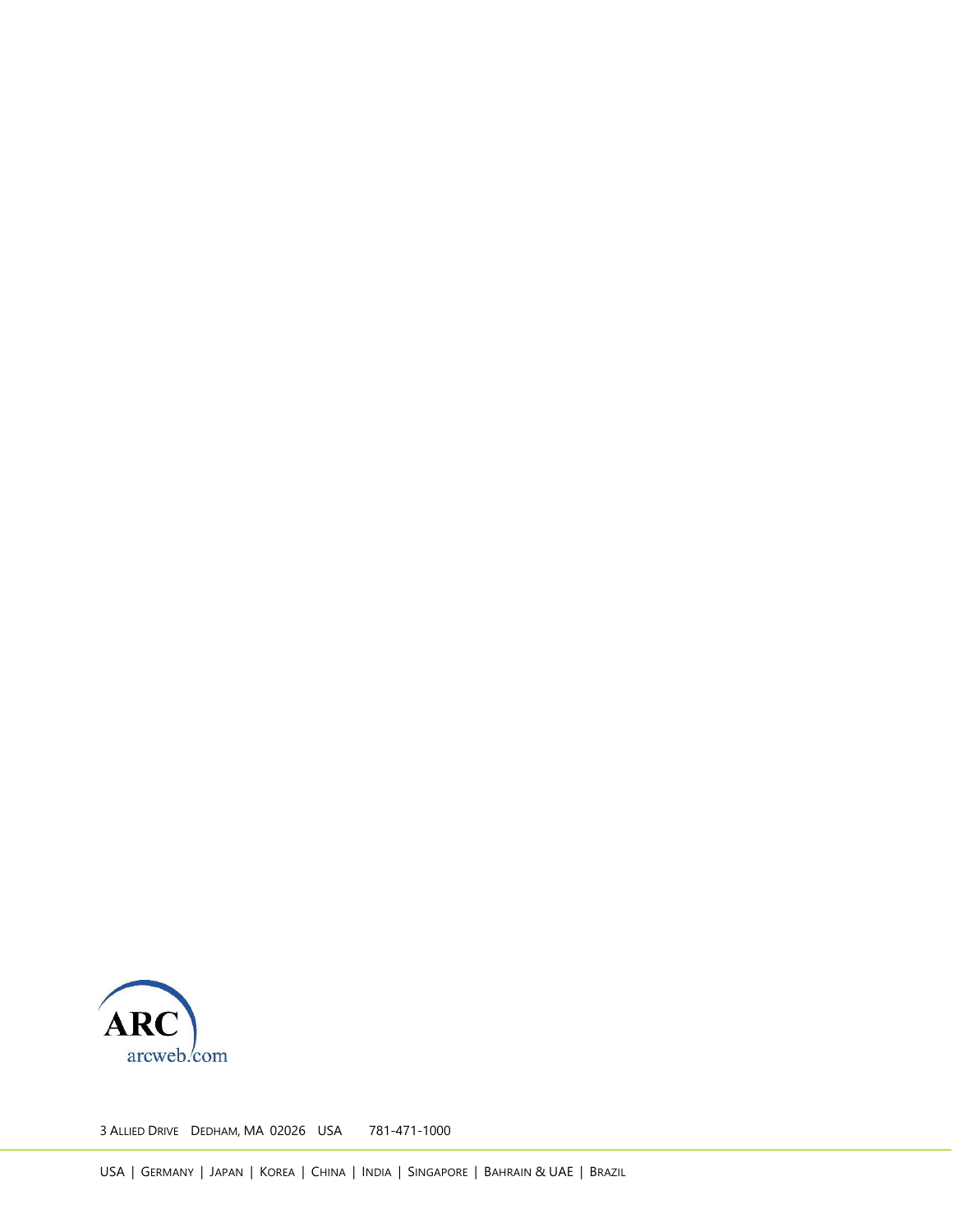ARC

arcweb.com

3 ALLIED DRIVE DEDHAM, MA 02026 USA 781-471-1000

USA | GERMANY | JAPAN | KOREA | CHINA | INDIA | SINGAPORE | BAHRAIN & UAE | BRAZIL